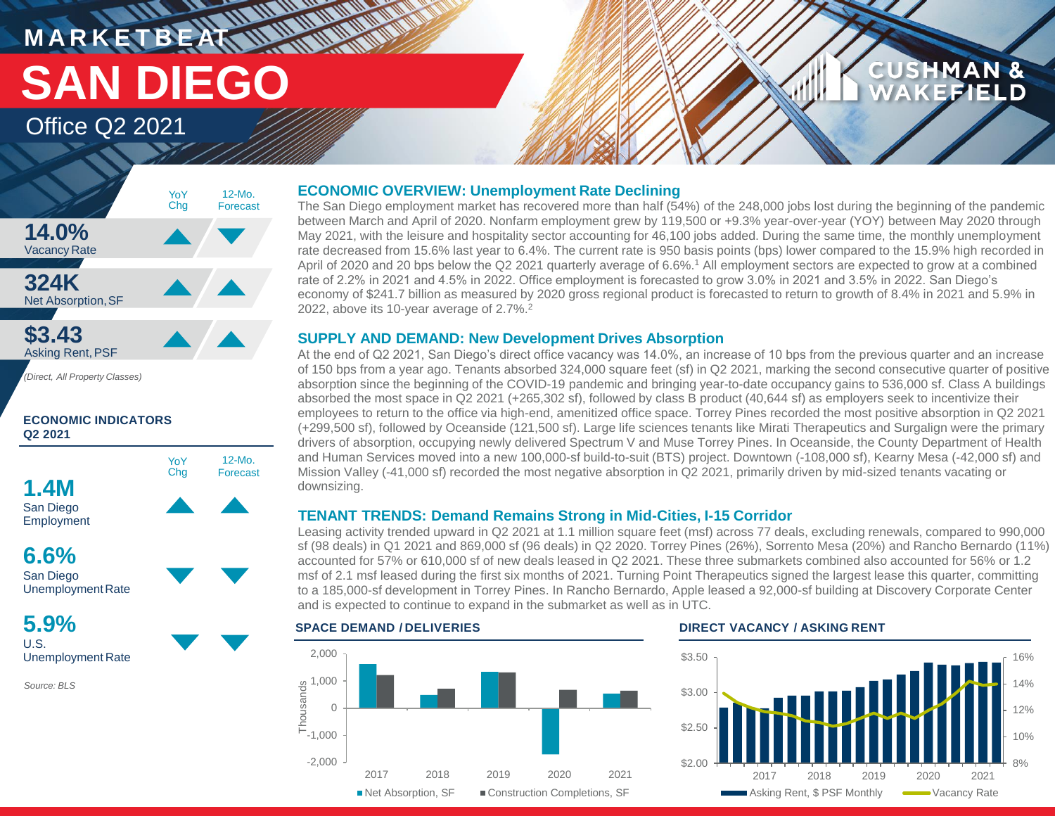MARKETBEAT

# SAN DIEGO

Office Q2 2021

| | YoY Chg | 12-Mo. Forecast |
|---|---|---|
| **14.0%** Vacancy Rate | ▲ | ▼ |
| **324K** Net Absorption, SF | ▲ | ▲ |
| **$3.43** Asking Rent, PSF | ▲ | ▲ |

*(Direct, All Property Classes)*

**ECONOMIC INDICATORS Q2 2021**

| | YoY Chg | 12-Mo. Forecast |
|---|---|---|
| **1.4M** San Diego Employment | ▲ | ▲ |
| **6.6%** San Diego Unemployment Rate | ▼ | ▼ |
| **5.9%** U.S. Unemployment Rate | ▼ | ▼ |

*Source: BLS*

## ECONOMIC OVERVIEW: Unemployment Rate Declining

The San Diego employment market has recovered more than half (54%) of the 248,000 jobs lost during the beginning of the pandemic between March and April of 2020. Nonfarm employment grew by 119,500 or +9.3% year-over-year (YOY) between May 2020 through May 2021, with the leisure and hospitality sector accounting for 46,100 jobs added. During the same time, the monthly unemployment rate decreased from 15.6% last year to 6.4%. The current rate is 950 basis points (bps) lower compared to the 15.9% high recorded in April of 2020 and 20 bps below the Q2 2021 quarterly average of 6.6%.[1] All employment sectors are expected to grow at a combined rate of 2.2% in 2021 and 4.5% in 2022. Office employment is forecasted to grow 3.0% in 2021 and 3.5% in 2022. San Diego's economy of $241.7 billion as measured by 2020 gross regional product is forecasted to return to growth of 8.4% in 2021 and 5.9% in 2022, above its 10-year average of 2.7%.[2]

## SUPPLY AND DEMAND: New Development Drives Absorption

At the end of Q2 2021, San Diego's direct office vacancy was 14.0%, an increase of 10 bps from the previous quarter and an increase of 150 bps from a year ago. Tenants absorbed 324,000 square feet (sf) in Q2 2021, marking the second consecutive quarter of positive absorption since the beginning of the COVID-19 pandemic and bringing year-to-date occupancy gains to 536,000 sf. Class A buildings absorbed the most space in Q2 2021 (+265,302 sf), followed by class B product (40,644 sf) as employers seek to incentivize their employees to return to the office via high-end, amenitized office space. Torrey Pines recorded the most positive absorption in Q2 2021 (+299,500 sf), followed by Oceanside (121,500 sf). Large life sciences tenants like Mirati Therapeutics and Surgalign were the primary drivers of absorption, occupying newly delivered Spectrum V and Muse Torrey Pines. In Oceanside, the County Department of Health and Human Services moved into a new 100,000-sf build-to-suit (BTS) project. Downtown (-108,000 sf), Kearny Mesa (-42,000 sf) and Mission Valley (-41,000 sf) recorded the most negative absorption in Q2 2021, primarily driven by mid-sized tenants vacating or downsizing.

## TENANT TRENDS: Demand Remains Strong in Mid-Cities, I-15 Corridor

Leasing activity trended upward in Q2 2021 at 1.1 million square feet (msf) across 77 deals, excluding renewals, compared to 990,000 sf (98 deals) in Q1 2021 and 869,000 sf (96 deals) in Q2 2020. Torrey Pines (26%), Sorrento Mesa (20%) and Rancho Bernardo (11%) accounted for 57% or 610,000 sf of new deals leased in Q2 2021. These three submarkets combined also accounted for 56% or 1.2 msf of 2.1 msf leased during the first six months of 2021. Turning Point Therapeutics signed the largest lease this quarter, committing to a 185,000-sf development in Torrey Pines. In Rancho Bernardo, Apple leased a 92,000-sf building at Discovery Corporate Center and is expected to continue to expand in the submarket as well as in UTC.

**SPACE DEMAND / DELIVERIES**

Net Absorption, SF / Construction Completions, SF (Thousands), 2017–2021

**DIRECT VACANCY / ASKING RENT**

Asking Rent, $ PSF Monthly / Vacancy Rate, 2017–2021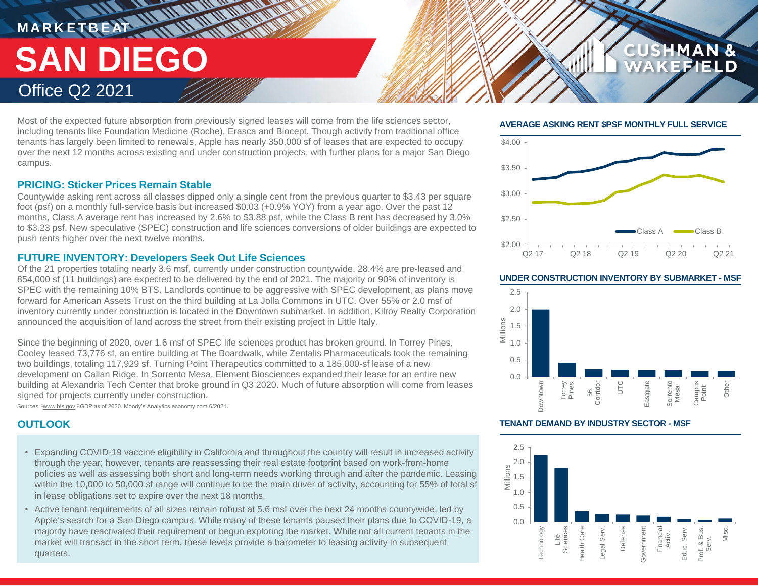# MARKETBEAT

# SAN DIEGO

## Office Q2 2021

Most of the expected future absorption from previously signed leases will come from the life sciences sector, including tenants like Foundation Medicine (Roche), Erasca and Biocept. Though activity from traditional office tenants has largely been limited to renewals, Apple has nearly 350,000 sf of leases that are expected to occupy over the next 12 months across existing and under construction projects, with further plans for a major San Diego campus.

### PRICING: Sticker Prices Remain Stable

Countywide asking rent across all classes dipped only a single cent from the previous quarter to $3.43 per square foot (psf) on a monthly full-service basis but increased $0.03 (+0.9% YOY) from a year ago. Over the past 12 months, Class A average rent has increased by 2.6% to $3.88 psf, while the Class B rent has decreased by 3.0% to $3.23 psf. New speculative (SPEC) construction and life sciences conversions of older buildings are expected to push rents higher over the next twelve months.

### FUTURE INVENTORY: Developers Seek Out Life Sciences

Of the 21 properties totaling nearly 3.6 msf, currently under construction countywide, 28.4% are pre-leased and 854,000 sf (11 buildings) are expected to be delivered by the end of 2021. The majority or 90% of inventory is SPEC with the remaining 10% BTS. Landlords continue to be aggressive with SPEC development, as plans move forward for American Assets Trust on the third building at La Jolla Commons in UTC. Over 55% or 2.0 msf of inventory currently under construction is located in the Downtown submarket. In addition, Kilroy Realty Corporation announced the acquisition of land across the street from their existing project in Little Italy.

Since the beginning of 2020, over 1.6 msf of SPEC life sciences product has broken ground. In Torrey Pines, Cooley leased 73,776 sf, an entire building at The Boardwalk, while Zentalis Pharmaceuticals took the remaining two buildings, totaling 117,929 sf. Turning Point Therapeutics committed to a 185,000-sf lease of a new development on Callan Ridge. In Sorrento Mesa, Element Biosciences expanded their lease for an entire new building at Alexandria Tech Center that broke ground in Q3 2020. Much of future absorption will come from leases signed for projects currently under construction.

Sources: [1]www.bls.gov [2]GDP as of 2020. Moody's Analytics economy.com 6/2021.

### OUTLOOK

- Expanding COVID-19 vaccine eligibility in California and throughout the country will result in increased activity through the year; however, tenants are reassessing their real estate footprint based on work-from-home policies as well as assessing both short and long-term needs working through and after the pandemic. Leasing within the 10,000 to 50,000 sf range will continue to be the main driver of activity, accounting for 55% of total sf in lease obligations set to expire over the next 18 months.
- Active tenant requirements of all sizes remain robust at 5.6 msf over the next 24 months countywide, led by Apple's search for a San Diego campus. While many of these tenants paused their plans due to COVID-19, a majority have reactivated their requirement or begun exploring the market. While not all current tenants in the market will transact in the short term, these levels provide a barometer to leasing activity in subsequent quarters.

### AVERAGE ASKING RENT $PSF MONTHLY FULL SERVICE

Chart: Class A and Class B asking rents, Q2 17 – Q2 21 (axis $2.00–$4.00).

### UNDER CONSTRUCTION INVENTORY BY SUBMARKET - MSF

| Submarket | Millions (approx.) |
|---|---|
| Downtown | 2.0 |
| Torrey Pines | 0.42 |
| 56 Corridor | 0.22 |
| UTC | 0.21 |
| Eastgate | 0.20 |
| Sorrento Mesa | 0.19 |
| Campus Point | 0.16 |
| Other | 0.17 |

### TENANT DEMAND BY INDUSTRY SECTOR - MSF

| Sector | Millions (approx.) |
|---|---|
| Technology | 2.2 |
| Life Sciences | 1.8 |
| Health Care | 0.35 |
| Legal Serv. | 0.26 |
| Defense | 0.25 |
| Government | 0.21 |
| Financial Activ. | 0.16 |
| Educ. Serv. | 0.09 |
| Prof. & Bus. Serv. | 0.07 |
| Misc. | 0.12 |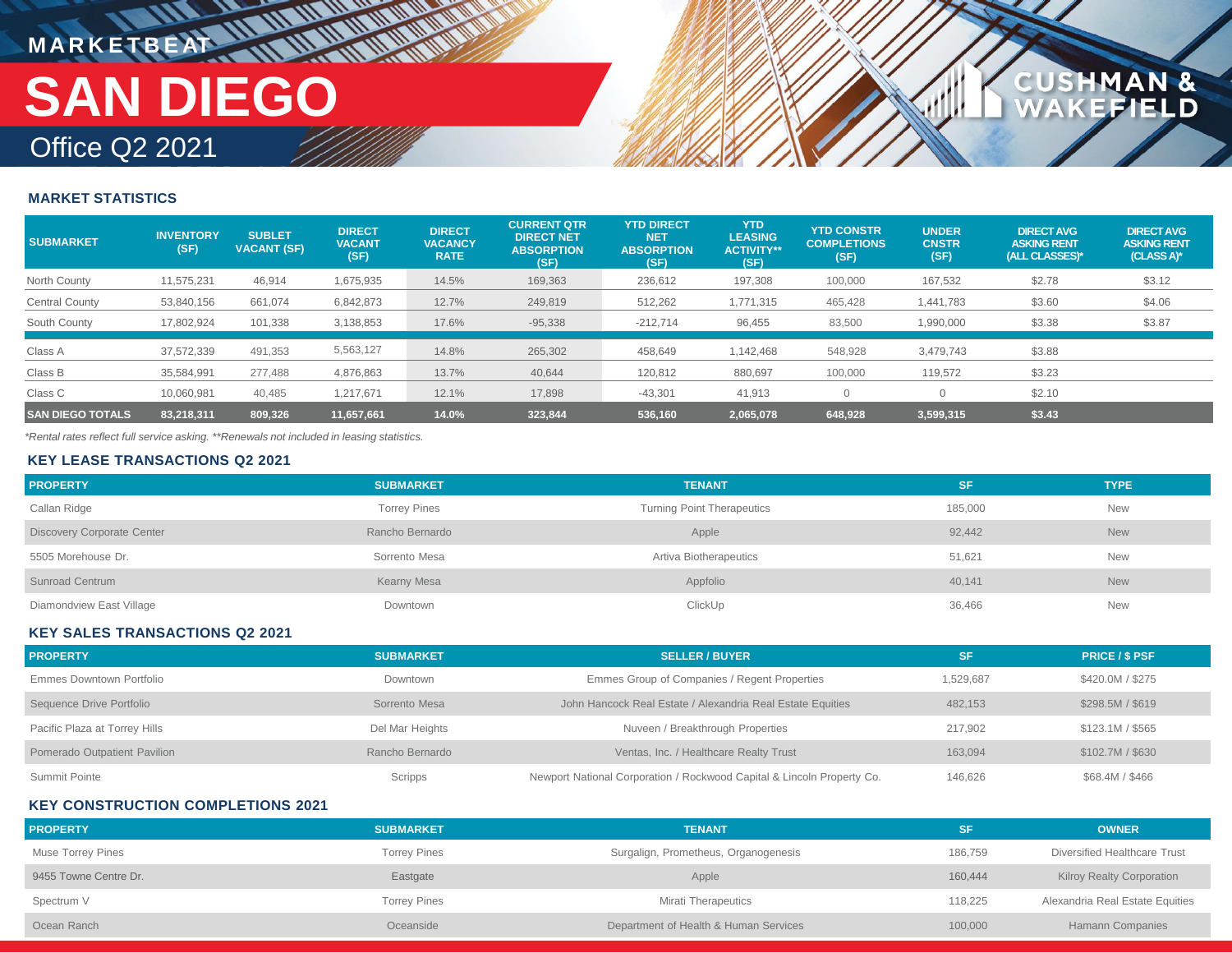MARKETBEAT

# SAN DIEGO

## Office Q2 2021

CUSHMAN & WAKEFIELD

### MARKET STATISTICS

| SUBMARKET | INVENTORY (SF) | SUBLET VACANT (SF) | DIRECT VACANT (SF) | DIRECT VACANCY RATE | CURRENT QTR DIRECT NET ABSORPTION (SF) | YTD DIRECT NET ABSORPTION (SF) | YTD LEASING ACTIVITY** (SF) | YTD CONSTR COMPLETIONS (SF) | UNDER CNSTR (SF) | DIRECT AVG ASKING RENT (ALL CLASSES)* | DIRECT AVG ASKING RENT (CLASS A)* |
|---|---|---|---|---|---|---|---|---|---|---|---|
| North County | 11,575,231 | 46,914 | 1,675,935 | 14.5% | 169,363 | 236,612 | 197,308 | 100,000 | 167,532 | $2.78 | $3.12 |
| Central County | 53,840,156 | 661,074 | 6,842,873 | 12.7% | 249,819 | 512,262 | 1,771,315 | 465,428 | 1,441,783 | $3.60 | $4.06 |
| South County | 17,802,924 | 101,338 | 3,138,853 | 17.6% | -95,338 | -212,714 | 96,455 | 83,500 | 1,990,000 | $3.38 | $3.87 |
| Class A | 37,572,339 | 491,353 | 5,563,127 | 14.8% | 265,302 | 458,649 | 1,142,468 | 548,928 | 3,479,743 | $3.88 | |
| Class B | 35,584,991 | 277,488 | 4,876,863 | 13.7% | 40,644 | 120,812 | 880,697 | 100,000 | 119,572 | $3.23 | |
| Class C | 10,060,981 | 40,485 | 1,217,671 | 12.1% | 17,898 | -43,301 | 41,913 | 0 | 0 | $2.10 | |
| **SAN DIEGO TOTALS** | **83,218,311** | **809,326** | **11,657,661** | **14.0%** | **323,844** | **536,160** | **2,065,078** | **648,928** | **3,599,315** | **$3.43** | |

*\*Rental rates reflect full service asking. \*\*Renewals not included in leasing statistics.*

### KEY LEASE TRANSACTIONS Q2 2021

| PROPERTY | SUBMARKET | TENANT | SF | TYPE |
|---|---|---|---|---|
| Callan Ridge | Torrey Pines | Turning Point Therapeutics | 185,000 | New |
| Discovery Corporate Center | Rancho Bernardo | Apple | 92,442 | New |
| 5505 Morehouse Dr. | Sorrento Mesa | Artiva Biotherapeutics | 51,621 | New |
| Sunroad Centrum | Kearny Mesa | Appfolio | 40,141 | New |
| Diamondview East Village | Downtown | ClickUp | 36,466 | New |

### KEY SALES TRANSACTIONS Q2 2021

| PROPERTY | SUBMARKET | SELLER / BUYER | SF | PRICE / $ PSF |
|---|---|---|---|---|
| Emmes Downtown Portfolio | Downtown | Emmes Group of Companies / Regent Properties | 1,529,687 | $420.0M / $275 |
| Sequence Drive Portfolio | Sorrento Mesa | John Hancock Real Estate / Alexandria Real Estate Equities | 482,153 | $298.5M / $619 |
| Pacific Plaza at Torrey Hills | Del Mar Heights | Nuveen / Breakthrough Properties | 217,902 | $123.1M / $565 |
| Pomerado Outpatient Pavilion | Rancho Bernardo | Ventas, Inc. / Healthcare Realty Trust | 163,094 | $102.7M / $630 |
| Summit Pointe | Scripps | Newport National Corporation / Rockwood Capital & Lincoln Property Co. | 146,626 | $68.4M / $466 |

### KEY CONSTRUCTION COMPLETIONS 2021

| PROPERTY | SUBMARKET | TENANT | SF | OWNER |
|---|---|---|---|---|
| Muse Torrey Pines | Torrey Pines | Surgalign, Prometheus, Organogenesis | 186,759 | Diversified Healthcare Trust |
| 9455 Towne Centre Dr. | Eastgate | Apple | 160,444 | Kilroy Realty Corporation |
| Spectrum V | Torrey Pines | Mirati Therapeutics | 118,225 | Alexandria Real Estate Equities |
| Ocean Ranch | Oceanside | Department of Health & Human Services | 100,000 | Hamann Companies |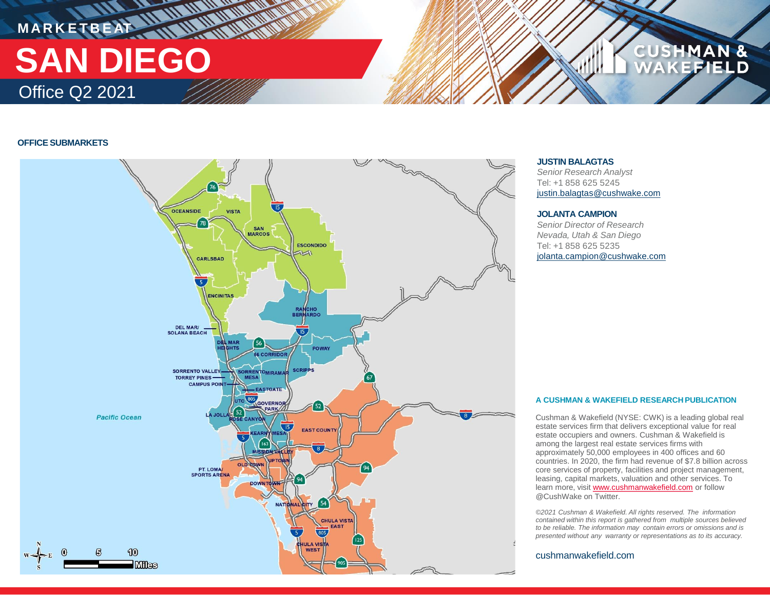MARKETBEAT

# SAN DIEGO

Office Q2 2021

CUSHMAN & WAKEFIELD

### OFFICE SUBMARKETS

OCEANSIDE
VISTA
SAN MARCOS
ESCONDIDO
CARLSBAD
ENCINITAS
DEL MAR/ SOLANA BEACH
RANCHO BERNARDO
DEL MAR HEIGHTS
56 CORRIDOR
POWAY
SORRENTO VALLEY
TORREY PINES
CAMPUS POINT
SORRENTO MESA
MIRAMAR
SCRIPPS
EASTGATE
UTC
GOVERNOR PARK
LA JOLLA
ROSE CANYON
KEARNY MESA
EAST COUNTY
MISSION VALLEY
UPTOWN
OLD TOWN
PT. LOMA/ SPORTS ARENA
DOWNTOWN
NATIONAL CITY
CHULA VISTA EAST
CHULA VISTA WEST
Pacific Ocean
0 5 10 Miles

**JUSTIN BALAGTAS**
*Senior Research Analyst*
Tel: +1 858 625 5245
justin.balagtas@cushwake.com

**JOLANTA CAMPION**
*Senior Director of Research*
*Nevada, Utah & San Diego*
Tel: +1 858 625 5235
jolanta.campion@cushwake.com

**A CUSHMAN & WAKEFIELD RESEARCH PUBLICATION**

Cushman & Wakefield (NYSE: CWK) is a leading global real estate services firm that delivers exceptional value for real estate occupiers and owners. Cushman & Wakefield is among the largest real estate services firms with approximately 50,000 employees in 400 offices and 60 countries. In 2020, the firm had revenue of $7.8 billion across core services of property, facilities and project management, leasing, capital markets, valuation and other services. To learn more, visit www.cushmanwakefield.com or follow @CushWake on Twitter.

*©2021 Cushman & Wakefield. All rights reserved. The information contained within this report is gathered from multiple sources believed to be reliable. The information may contain errors or omissions and is presented without any warranty or representations as to its accuracy.*

cushmanwakefield.com